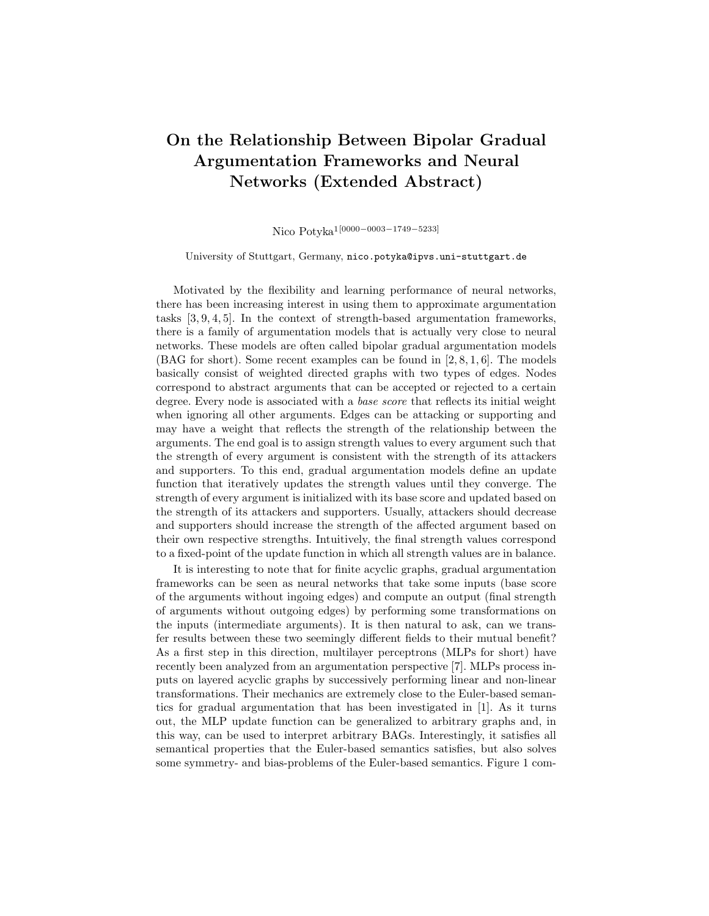# On the Relationship Between Bipolar Gradual Argumentation Frameworks and Neural Networks (Extended Abstract)

Nico Potyka[1][0000−0003−1749−5233]

University of Stuttgart, Germany, nico.potyka@ipvs.uni-stuttgart.de

Motivated by the flexibility and learning performance of neural networks, there has been increasing interest in using them to approximate argumentation tasks [3, 9, 4, 5]. In the context of strength-based argumentation frameworks, there is a family of argumentation models that is actually very close to neural networks. These models are often called bipolar gradual argumentation models (BAG for short). Some recent examples can be found in [2, 8, 1, 6]. The models basically consist of weighted directed graphs with two types of edges. Nodes correspond to abstract arguments that can be accepted or rejected to a certain degree. Every node is associated with a *base score* that reflects its initial weight when ignoring all other arguments. Edges can be attacking or supporting and may have a weight that reflects the strength of the relationship between the arguments. The end goal is to assign strength values to every argument such that the strength of every argument is consistent with the strength of its attackers and supporters. To this end, gradual argumentation models define an update function that iteratively updates the strength values until they converge. The strength of every argument is initialized with its base score and updated based on the strength of its attackers and supporters. Usually, attackers should decrease and supporters should increase the strength of the affected argument based on their own respective strengths. Intuitively, the final strength values correspond to a fixed-point of the update function in which all strength values are in balance.

It is interesting to note that for finite acyclic graphs, gradual argumentation frameworks can be seen as neural networks that take some inputs (base score of the arguments without ingoing edges) and compute an output (final strength of arguments without outgoing edges) by performing some transformations on the inputs (intermediate arguments). It is then natural to ask, can we transfer results between these two seemingly different fields to their mutual benefit? As a first step in this direction, multilayer perceptrons (MLPs for short) have recently been analyzed from an argumentation perspective [7]. MLPs process inputs on layered acyclic graphs by successively performing linear and non-linear transformations. Their mechanics are extremely close to the Euler-based semantics for gradual argumentation that has been investigated in [1]. As it turns out, the MLP update function can be generalized to arbitrary graphs and, in this way, can be used to interpret arbitrary BAGs. Interestingly, it satisfies all semantical properties that the Euler-based semantics satisfies, but also solves some symmetry- and bias-problems of the Euler-based semantics. Figure 1 com-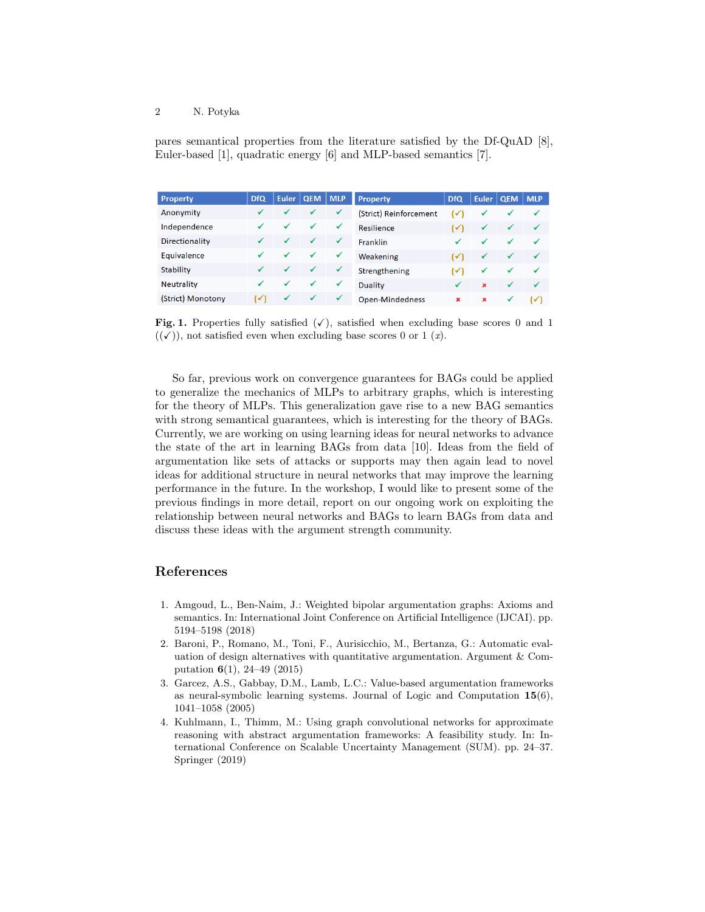pares semantical properties from the literature satisfied by the Df-QuAD [8], Euler-based [1], quadratic energy [6] and MLP-based semantics [7].

| Property | DfQ | Euler | QEM | MLP | Property | DfQ | Euler | QEM | MLP |
|---|---|---|---|---|---|---|---|---|---|
| Anonymity | ✓ | ✓ | ✓ | ✓ | (Strict) Reinforcement | (✓) | ✓ | ✓ | ✓ |
| Independence | ✓ | ✓ | ✓ | ✓ | Resilience | (✓) | ✓ | ✓ | ✓ |
| Directionality | ✓ | ✓ | ✓ | ✓ | Franklin | ✓ | ✓ | ✓ | ✓ |
| Equivalence | ✓ | ✓ | ✓ | ✓ | Weakening | (✓) | ✓ | ✓ | ✓ |
| Stability | ✓ | ✓ | ✓ | ✓ | Strengthening | (✓) | ✓ | ✓ | ✓ |
| Neutrality | ✓ | ✓ | ✓ | ✓ | Duality | ✓ | ✗ | ✓ | ✓ |
| (Strict) Monotony | (✓) | ✓ | ✓ | ✓ | Open-Mindedness | ✗ | ✗ | ✓ | (✓) |

**Fig. 1.** Properties fully satisfied (✓), satisfied when excluding base scores 0 and 1 ((✓)), not satisfied even when excluding base scores 0 or 1 (*x*).

So far, previous work on convergence guarantees for BAGs could be applied to generalize the mechanics of MLPs to arbitrary graphs, which is interesting for the theory of MLPs. This generalization gave rise to a new BAG semantics with strong semantical guarantees, which is interesting for the theory of BAGs. Currently, we are working on using learning ideas for neural networks to advance the state of the art in learning BAGs from data [10]. Ideas from the field of argumentation like sets of attacks or supports may then again lead to novel ideas for additional structure in neural networks that may improve the learning performance in the future. In the workshop, I would like to present some of the previous findings in more detail, report on our ongoing work on exploiting the relationship between neural networks and BAGs to learn BAGs from data and discuss these ideas with the argument strength community.

## References

1. Amgoud, L., Ben-Naim, J.: Weighted bipolar argumentation graphs: Axioms and semantics. In: International Joint Conference on Artificial Intelligence (IJCAI). pp. 5194–5198 (2018)
2. Baroni, P., Romano, M., Toni, F., Aurisicchio, M., Bertanza, G.: Automatic evaluation of design alternatives with quantitative argumentation. Argument & Computation **6**(1), 24–49 (2015)
3. Garcez, A.S., Gabbay, D.M., Lamb, L.C.: Value-based argumentation frameworks as neural-symbolic learning systems. Journal of Logic and Computation **15**(6), 1041–1058 (2005)
4. Kuhlmann, I., Thimm, M.: Using graph convolutional networks for approximate reasoning with abstract argumentation frameworks: A feasibility study. In: International Conference on Scalable Uncertainty Management (SUM). pp. 24–37. Springer (2019)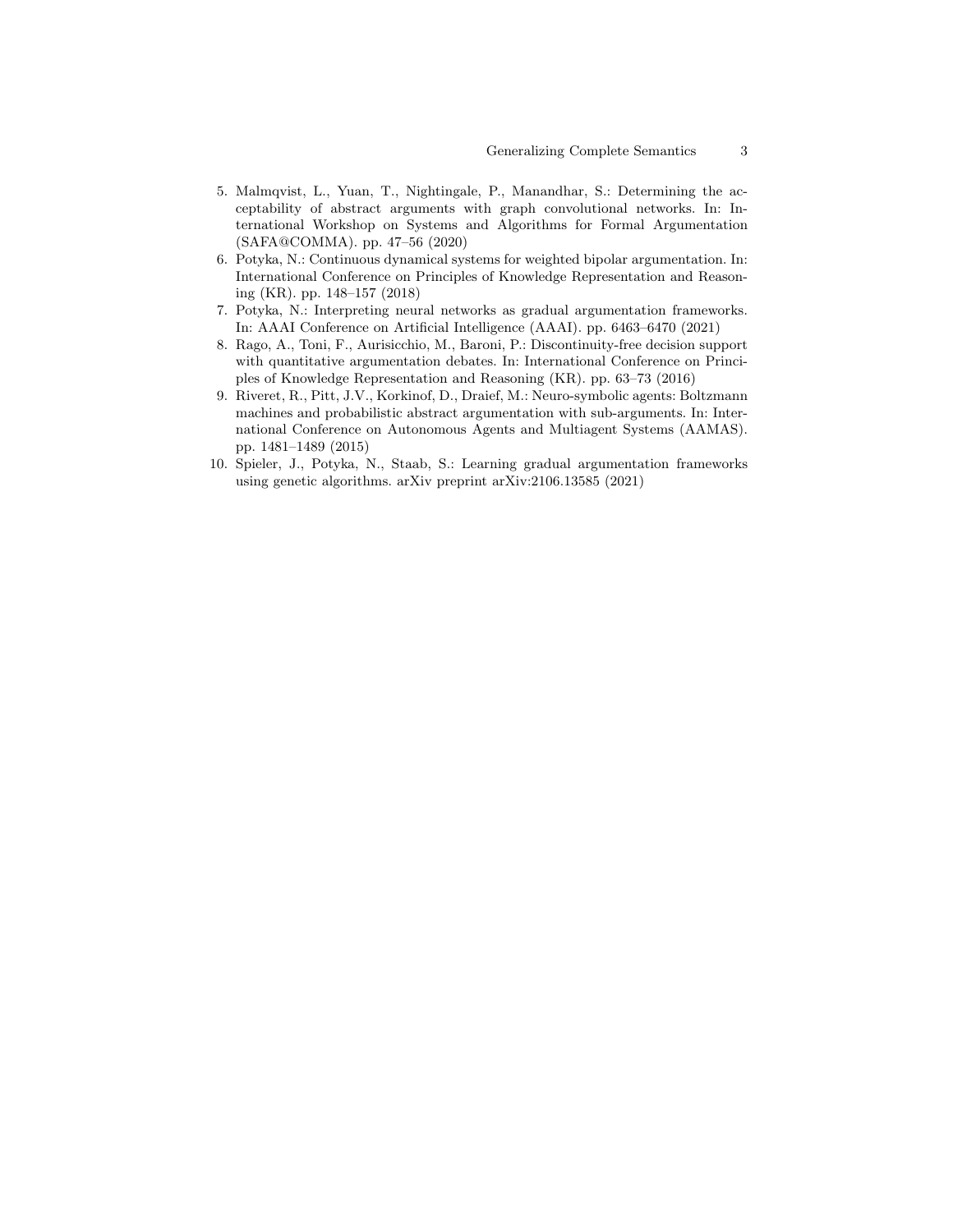5. Malmqvist, L., Yuan, T., Nightingale, P., Manandhar, S.: Determining the acceptability of abstract arguments with graph convolutional networks. In: International Workshop on Systems and Algorithms for Formal Argumentation (SAFA@COMMA). pp. 47–56 (2020)
6. Potyka, N.: Continuous dynamical systems for weighted bipolar argumentation. In: International Conference on Principles of Knowledge Representation and Reasoning (KR). pp. 148–157 (2018)
7. Potyka, N.: Interpreting neural networks as gradual argumentation frameworks. In: AAAI Conference on Artificial Intelligence (AAAI). pp. 6463–6470 (2021)
8. Rago, A., Toni, F., Aurisicchio, M., Baroni, P.: Discontinuity-free decision support with quantitative argumentation debates. In: International Conference on Principles of Knowledge Representation and Reasoning (KR). pp. 63–73 (2016)
9. Riveret, R., Pitt, J.V., Korkinof, D., Draief, M.: Neuro-symbolic agents: Boltzmann machines and probabilistic abstract argumentation with sub-arguments. In: International Conference on Autonomous Agents and Multiagent Systems (AAMAS). pp. 1481–1489 (2015)
10. Spieler, J., Potyka, N., Staab, S.: Learning gradual argumentation frameworks using genetic algorithms. arXiv preprint arXiv:2106.13585 (2021)